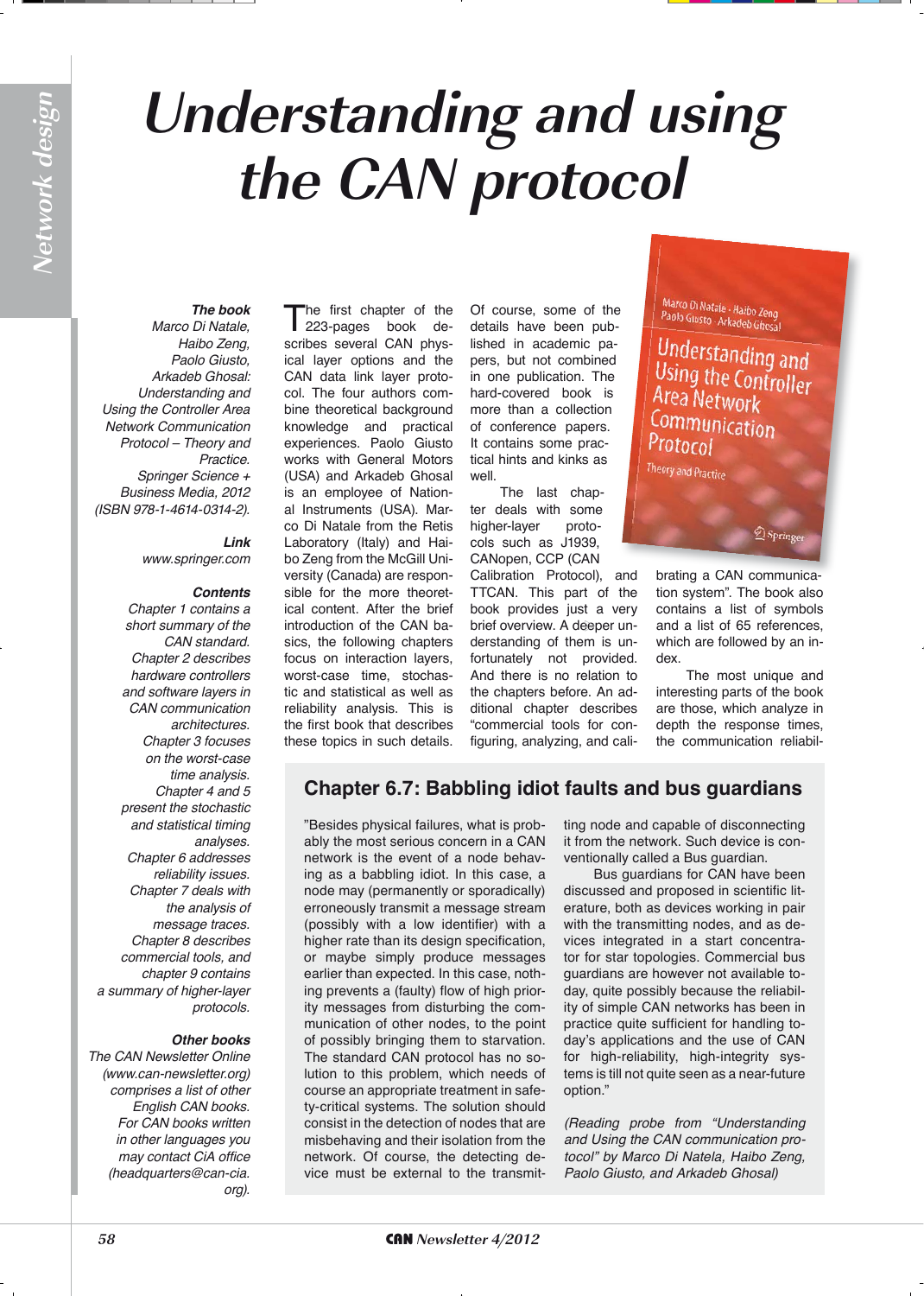# Understanding and using the CAN protocol

**The book**

*Marco Di Natale, Haibo Zeng, Paolo Giusto, Arkadeb Ghosal: Understanding and Using the Controller Area Network Communication Protocol – Theory and Practice. Springer Science + Business Media, 2012 (ISBN 978-1-4614-0314-2).*

**Link**

*www.springer.com*

**Contents**

*Chapter 1 contains a short summary of the CAN standard. Chapter 2 describes hardware controllers and software layers in CAN communication architectures. Chapter 3 focuses on the worst-case time analysis. Chapter 4 and 5 present the stochastic and statistical timing analyses. Chapter 6 addresses reliability issues. Chapter 7 deals with the analysis of message traces. Chapter 8 describes commercial tools, and chapter 9 contains a summary of higher-layer protocols.*

**Other books**

*The CAN Newsletter Online (www.can-newsletter.org) comprises a list of other English CAN books. For CAN books written in other languages you may contact CiA office (headquarters@can-cia.org).*

The first chapter of the 223-pages book describes several CAN physical layer options and the CAN data link layer protocol. The four authors combine theoretical background knowledge and practical experiences. Paolo Giusto works with General Motors (USA) and Arkadeb Ghosal is an employee of National Instruments (USA). Marco Di Natale from the Retis Laboratory (Italy) and Haibo Zeng from the McGill University (Canada) are responsible for the more theoretical content. After the brief introduction of the CAN basics, the following chapters focus on interaction layers, worst-case time, stochastic and statistical as well as reliability analysis. This is the first book that describes these topics in such details.

Of course, some of the details have been published in academic papers, but not combined in one publication. The hard-covered book is more than a collection of conference papers. It contains some practical hints and kinks as well.

The last chapter deals with some higher-layer protocols such as J1939, CANopen, CCP (CAN Calibration Protocol), and TTCAN. This part of the book provides just a very brief overview. A deeper understanding of them is unfortunately not provided. And there is no relation to the chapters before. An additional chapter describes "commercial tools for configuring, analyzing, and calibrating a CAN communication system". The book also contains a list of symbols and a list of 65 references, which are followed by an index.

The most unique and interesting parts of the book are those, which analyze in depth the response times, the communication reliabil-

## Chapter 6.7: Babbling idiot faults and bus guardians

"Besides physical failures, what is probably the most serious concern in a CAN network is the event of a node behaving as a babbling idiot. In this case, a node may (permanently or sporadically) erroneously transmit a message stream (possibly with a low identifier) with a higher rate than its design specification, or maybe simply produce messages earlier than expected. In this case, nothing prevents a (faulty) flow of high priority messages from disturbing the communication of other nodes, to the point of possibly bringing them to starvation. The standard CAN protocol has no solution to this problem, which needs of course an appropriate treatment in safety-critical systems. The solution should consist in the detection of nodes that are misbehaving and their isolation from the network. Of course, the detecting device must be external to the transmitting node and capable of disconnecting it from the network. Such device is conventionally called a Bus guardian.

Bus guardians for CAN have been discussed and proposed in scientific literature, both as devices working in pair with the transmitting nodes, and as devices integrated in a start concentrator for star topologies. Commercial bus guardians are however not available today, quite possibly because the reliability of simple CAN networks has been in practice quite sufficient for handling today's applications and the use of CAN for high-reliability, high-integrity systems is till not quite seen as a near-future option."

*(Reading probe from "Understanding and Using the CAN communication protocol" by Marco Di Natela, Haibo Zeng, Paolo Giusto, and Arkadeb Ghosal)*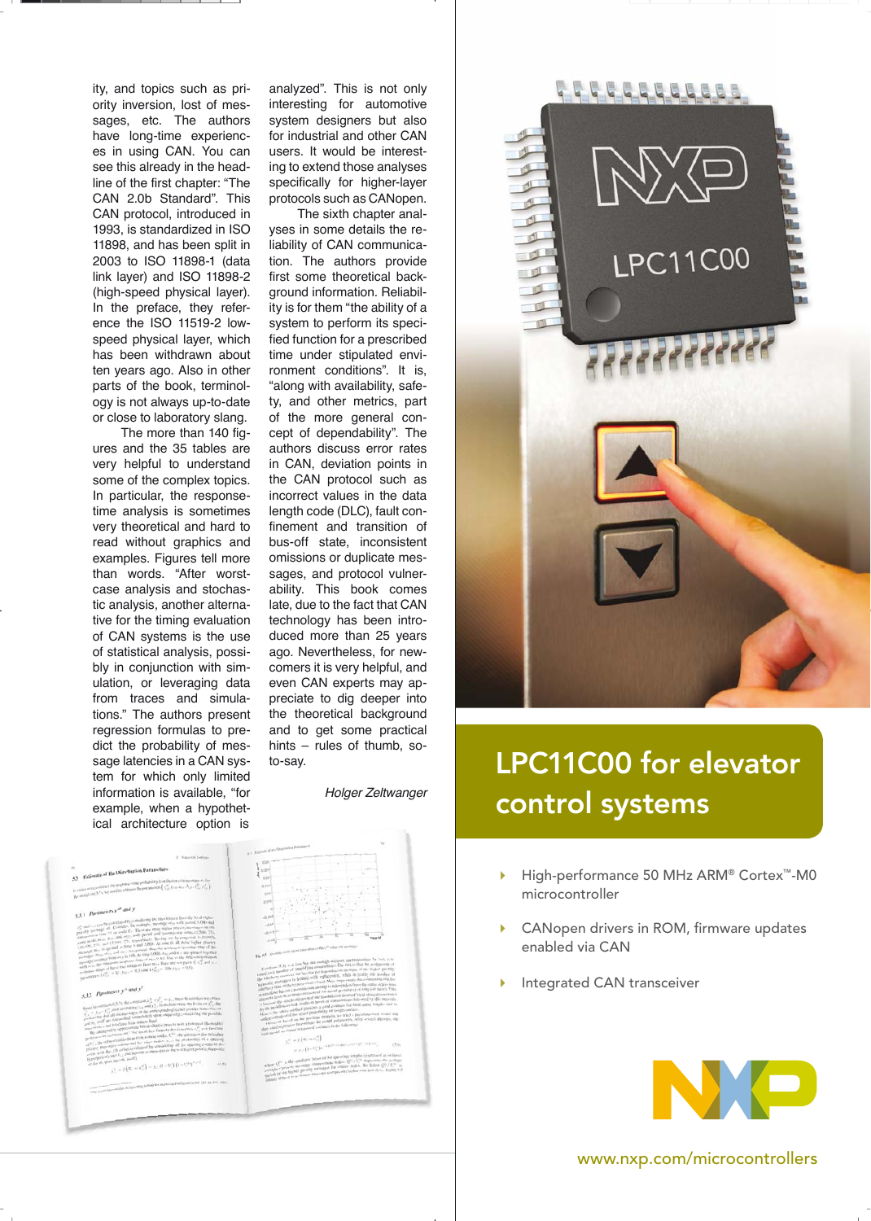ity, and topics such as priority inversion, lost of messages, etc. The authors have long-time experiences in using CAN. You can see this already in the headline of the first chapter: "The CAN 2.0b Standard". This CAN protocol, introduced in 1993, is standardized in ISO 11898, and has been split in 2003 to ISO 11898-1 (data link layer) and ISO 11898-2 (high-speed physical layer). In the preface, they reference the ISO 11519-2 low-speed physical layer, which has been withdrawn about ten years ago. Also in other parts of the book, terminology is not always up-to-date or close to laboratory slang.

The more than 140 figures and the 35 tables are very helpful to understand some of the complex topics. In particular, the response-time analysis is sometimes very theoretical and hard to read without graphics and examples. Figures tell more than words. "After worst-case analysis and stochastic analysis, another alternative for the timing evaluation of CAN systems is the use of statistical analysis, possibly in conjunction with simulation, or leveraging data from traces and simulations." The authors present regression formulas to predict the probability of message latencies in a CAN system for which only limited information is available, "for example, when a hypothetical architecture option is analyzed". This is not only interesting for automotive system designers but also for industrial and other CAN users. It would be interesting to extend those analyses specifically for higher-layer protocols such as CANopen.

The sixth chapter analyses in some details the reliability of CAN communication. The authors provide first some theoretical background information. Reliability is for them "the ability of a system to perform its specified function for a prescribed time under stipulated environment conditions". It is, "along with availability, safety, and other metrics, part of the more general concept of dependability". The authors discuss error rates in CAN, deviation points in the CAN protocol such as incorrect values in the data length code (DLC), fault confinement and transition of bus-off state, inconsistent omissions or duplicate messages, and protocol vulnerability. This book comes late, due to the fact that CAN technology has been introduced more than 25 years ago. Nevertheless, for newcomers it is very helpful, and even CAN experts may appreciate to dig deeper into the theoretical background and to get some practical hints – rules of thumb, so-to-say.

*Holger Zeltwanger*

# LPC11C00 for elevator control systems

- High-performance 50 MHz ARM® Cortex™-M0 microcontroller
- CANopen drivers in ROM, firmware updates enabled via CAN
- Integrated CAN transceiver

www.nxp.com/microcontrollers